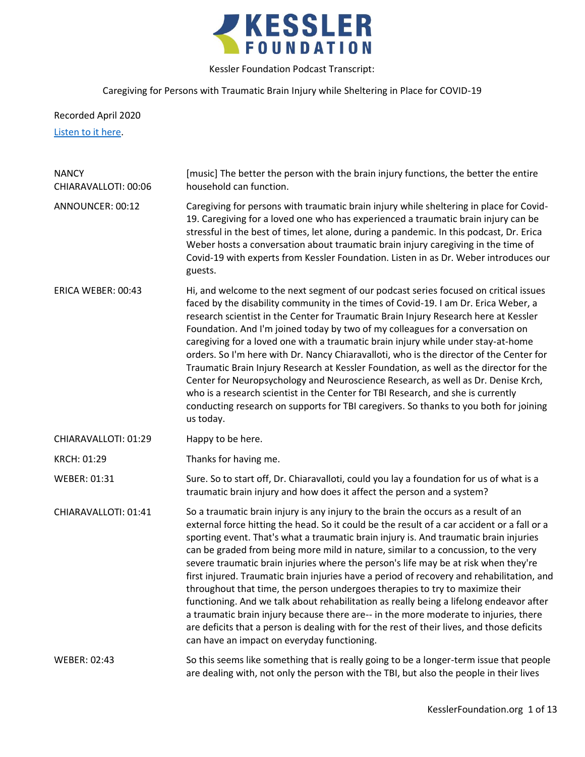# KESSLER FOUNDATION

Kessler Foundation Podcast Transcript:

Caregiving for Persons with Traumatic Brain Injury while Sheltering in Place for COVID-19

Recorded April 2020

[Listen to it here](#).

| | |
|---|---|
| NANCY CHIARAVALLOTI: 00:06 | [music] The better the person with the brain injury functions, the better the entire household can function. |
| ANNOUNCER: 00:12 | Caregiving for persons with traumatic brain injury while sheltering in place for Covid-19. Caregiving for a loved one who has experienced a traumatic brain injury can be stressful in the best of times, let alone, during a pandemic. In this podcast, Dr. Erica Weber hosts a conversation about traumatic brain injury caregiving in the time of Covid-19 with experts from Kessler Foundation. Listen in as Dr. Weber introduces our guests. |
| ERICA WEBER: 00:43 | Hi, and welcome to the next segment of our podcast series focused on critical issues faced by the disability community in the times of Covid-19. I am Dr. Erica Weber, a research scientist in the Center for Traumatic Brain Injury Research here at Kessler Foundation. And I'm joined today by two of my colleagues for a conversation on caregiving for a loved one with a traumatic brain injury while under stay-at-home orders. So I'm here with Dr. Nancy Chiaravalloti, who is the director of the Center for Traumatic Brain Injury Research at Kessler Foundation, as well as the director for the Center for Neuropsychology and Neuroscience Research, as well as Dr. Denise Krch, who is a research scientist in the Center for TBI Research, and she is currently conducting research on supports for TBI caregivers. So thanks to you both for joining us today. |
| CHIARAVALLOTI: 01:29 | Happy to be here. |
| KRCH: 01:29 | Thanks for having me. |
| WEBER: 01:31 | Sure. So to start off, Dr. Chiaravalloti, could you lay a foundation for us of what is a traumatic brain injury and how does it affect the person and a system? |
| CHIARAVALLOTI: 01:41 | So a traumatic brain injury is any injury to the brain the occurs as a result of an external force hitting the head. So it could be the result of a car accident or a fall or a sporting event. That's what a traumatic brain injury is. And traumatic brain injuries can be graded from being more mild in nature, similar to a concussion, to the very severe traumatic brain injuries where the person's life may be at risk when they're first injured. Traumatic brain injuries have a period of recovery and rehabilitation, and throughout that time, the person undergoes therapies to try to maximize their functioning. And we talk about rehabilitation as really being a lifelong endeavor after a traumatic brain injury because there are-- in the more moderate to injuries, there are deficits that a person is dealing with for the rest of their lives, and those deficits can have an impact on everyday functioning. |
| WEBER: 02:43 | So this seems like something that is really going to be a longer-term issue that people are dealing with, not only the person with the TBI, but also the people in their lives |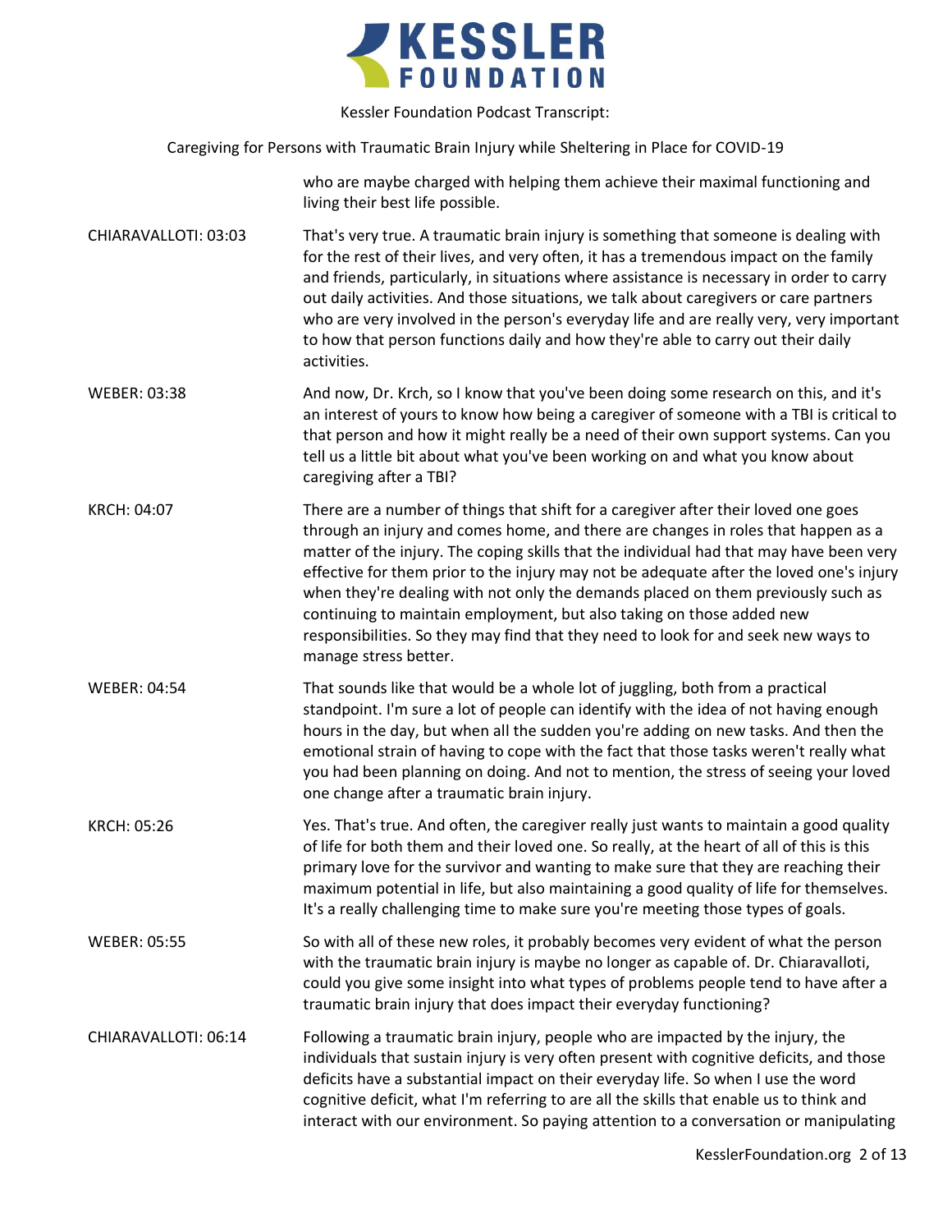who are maybe charged with helping them achieve their maximal functioning and living their best life possible.

CHIARAVALLOTI: 03:03

That's very true. A traumatic brain injury is something that someone is dealing with for the rest of their lives, and very often, it has a tremendous impact on the family and friends, particularly, in situations where assistance is necessary in order to carry out daily activities. And those situations, we talk about caregivers or care partners who are very involved in the person's everyday life and are really very, very important to how that person functions daily and how they're able to carry out their daily activities.

WEBER: 03:38

And now, Dr. Krch, so I know that you've been doing some research on this, and it's an interest of yours to know how being a caregiver of someone with a TBI is critical to that person and how it might really be a need of their own support systems. Can you tell us a little bit about what you've been working on and what you know about caregiving after a TBI?

KRCH: 04:07

There are a number of things that shift for a caregiver after their loved one goes through an injury and comes home, and there are changes in roles that happen as a matter of the injury. The coping skills that the individual had that may have been very effective for them prior to the injury may not be adequate after the loved one's injury when they're dealing with not only the demands placed on them previously such as continuing to maintain employment, but also taking on those added new responsibilities. So they may find that they need to look for and seek new ways to manage stress better.

WEBER: 04:54

That sounds like that would be a whole lot of juggling, both from a practical standpoint. I'm sure a lot of people can identify with the idea of not having enough hours in the day, but when all the sudden you're adding on new tasks. And then the emotional strain of having to cope with the fact that those tasks weren't really what you had been planning on doing. And not to mention, the stress of seeing your loved one change after a traumatic brain injury.

KRCH: 05:26

Yes. That's true. And often, the caregiver really just wants to maintain a good quality of life for both them and their loved one. So really, at the heart of all of this is this primary love for the survivor and wanting to make sure that they are reaching their maximum potential in life, but also maintaining a good quality of life for themselves. It's a really challenging time to make sure you're meeting those types of goals.

WEBER: 05:55

So with all of these new roles, it probably becomes very evident of what the person with the traumatic brain injury is maybe no longer as capable of. Dr. Chiaravalloti, could you give some insight into what types of problems people tend to have after a traumatic brain injury that does impact their everyday functioning?

CHIARAVALLOTI: 06:14

Following a traumatic brain injury, people who are impacted by the injury, the individuals that sustain injury is very often present with cognitive deficits, and those deficits have a substantial impact on their everyday life. So when I use the word cognitive deficit, what I'm referring to are all the skills that enable us to think and interact with our environment. So paying attention to a conversation or manipulating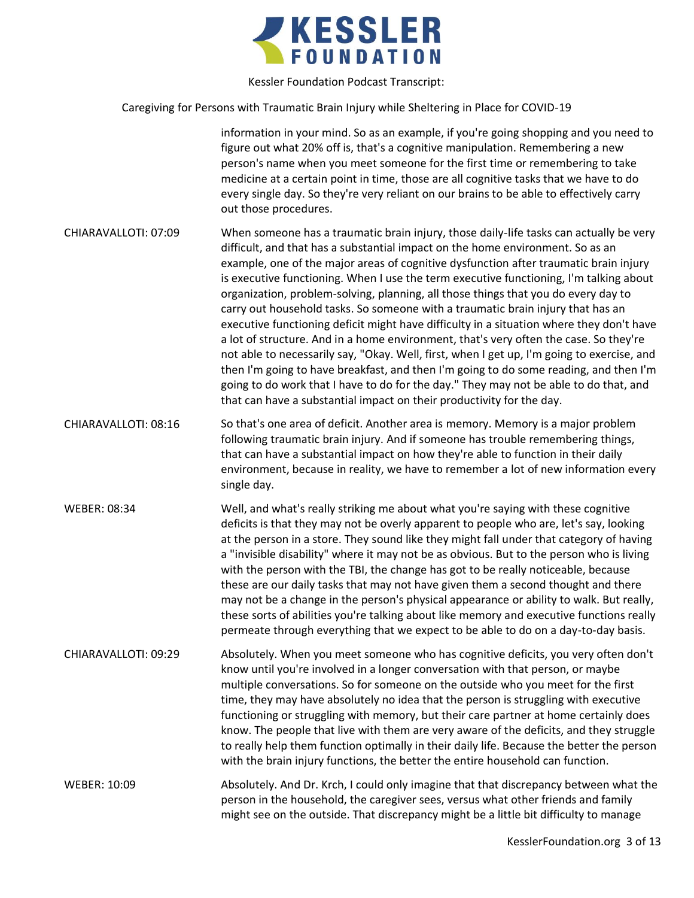information in your mind. So as an example, if you're going shopping and you need to figure out what 20% off is, that's a cognitive manipulation. Remembering a new person's name when you meet someone for the first time or remembering to take medicine at a certain point in time, those are all cognitive tasks that we have to do every single day. So they're very reliant on our brains to be able to effectively carry out those procedures.

CHIARAVALLOTI: 07:09 When someone has a traumatic brain injury, those daily-life tasks can actually be very difficult, and that has a substantial impact on the home environment. So as an example, one of the major areas of cognitive dysfunction after traumatic brain injury is executive functioning. When I use the term executive functioning, I'm talking about organization, problem-solving, planning, all those things that you do every day to carry out household tasks. So someone with a traumatic brain injury that has an executive functioning deficit might have difficulty in a situation where they don't have a lot of structure. And in a home environment, that's very often the case. So they're not able to necessarily say, "Okay. Well, first, when I get up, I'm going to exercise, and then I'm going to have breakfast, and then I'm going to do some reading, and then I'm going to do work that I have to do for the day." They may not be able to do that, and that can have a substantial impact on their productivity for the day.

CHIARAVALLOTI: 08:16 So that's one area of deficit. Another area is memory. Memory is a major problem following traumatic brain injury. And if someone has trouble remembering things, that can have a substantial impact on how they're able to function in their daily environment, because in reality, we have to remember a lot of new information every single day.

WEBER: 08:34 Well, and what's really striking me about what you're saying with these cognitive deficits is that they may not be overly apparent to people who are, let's say, looking at the person in a store. They sound like they might fall under that category of having a "invisible disability" where it may not be as obvious. But to the person who is living with the person with the TBI, the change has got to be really noticeable, because these are our daily tasks that may not have given them a second thought and there may not be a change in the person's physical appearance or ability to walk. But really, these sorts of abilities you're talking about like memory and executive functions really permeate through everything that we expect to be able to do on a day-to-day basis.

CHIARAVALLOTI: 09:29 Absolutely. When you meet someone who has cognitive deficits, you very often don't know until you're involved in a longer conversation with that person, or maybe multiple conversations. So for someone on the outside who you meet for the first time, they may have absolutely no idea that the person is struggling with executive functioning or struggling with memory, but their care partner at home certainly does know. The people that live with them are very aware of the deficits, and they struggle to really help them function optimally in their daily life. Because the better the person with the brain injury functions, the better the entire household can function.

WEBER: 10:09 Absolutely. And Dr. Krch, I could only imagine that that discrepancy between what the person in the household, the caregiver sees, versus what other friends and family might see on the outside. That discrepancy might be a little bit difficulty to manage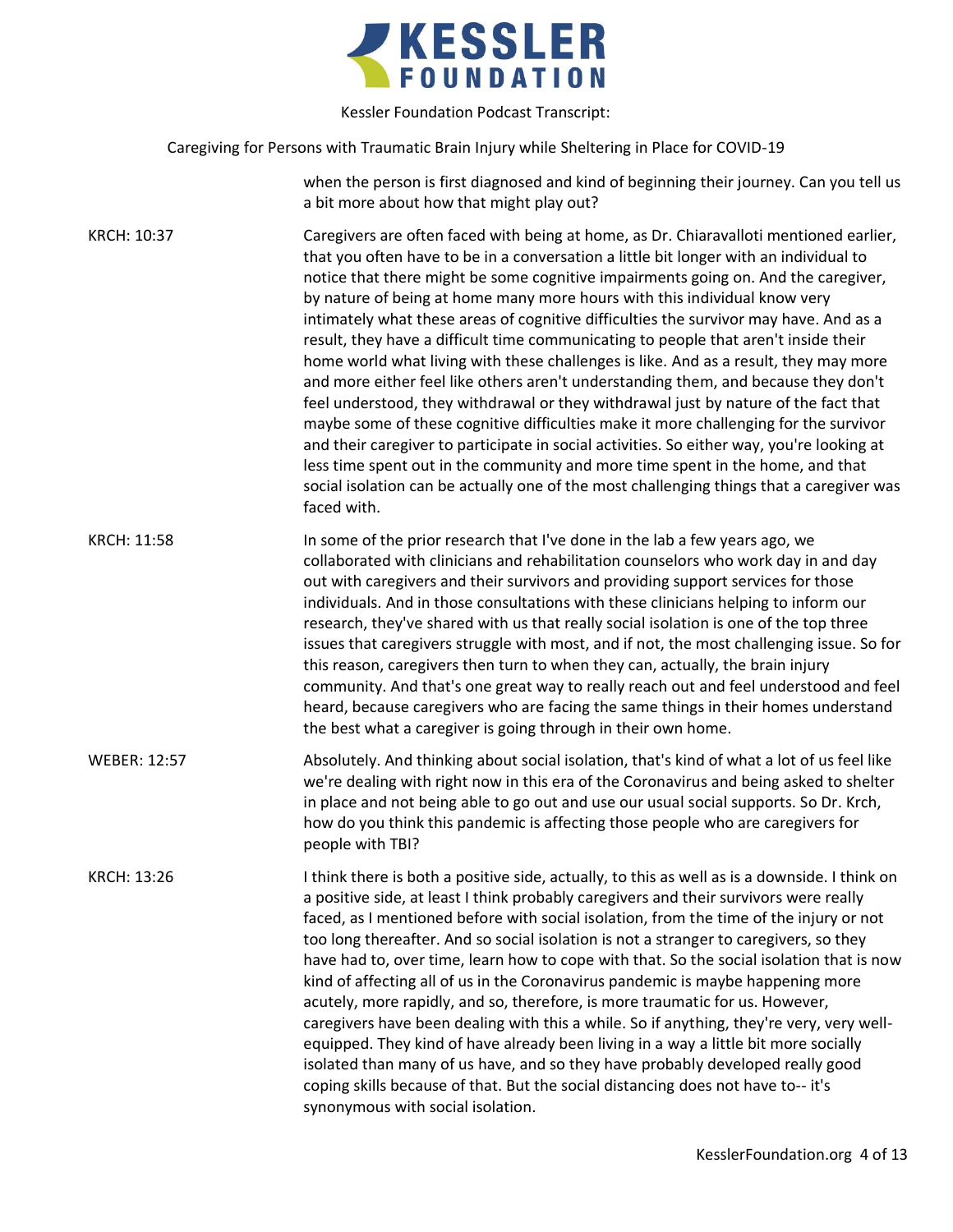when the person is first diagnosed and kind of beginning their journey. Can you tell us a bit more about how that might play out?

**KRCH: 10:37**

Caregivers are often faced with being at home, as Dr. Chiaravalloti mentioned earlier, that you often have to be in a conversation a little bit longer with an individual to notice that there might be some cognitive impairments going on. And the caregiver, by nature of being at home many more hours with this individual know very intimately what these areas of cognitive difficulties the survivor may have. And as a result, they have a difficult time communicating to people that aren't inside their home world what living with these challenges is like. And as a result, they may more and more either feel like others aren't understanding them, and because they don't feel understood, they withdrawal or they withdrawal just by nature of the fact that maybe some of these cognitive difficulties make it more challenging for the survivor and their caregiver to participate in social activities. So either way, you're looking at less time spent out in the community and more time spent in the home, and that social isolation can be actually one of the most challenging things that a caregiver was faced with.

**KRCH: 11:58**

In some of the prior research that I've done in the lab a few years ago, we collaborated with clinicians and rehabilitation counselors who work day in and day out with caregivers and their survivors and providing support services for those individuals. And in those consultations with these clinicians helping to inform our research, they've shared with us that really social isolation is one of the top three issues that caregivers struggle with most, and if not, the most challenging issue. So for this reason, caregivers then turn to when they can, actually, the brain injury community. And that's one great way to really reach out and feel understood and feel heard, because caregivers who are facing the same things in their homes understand the best what a caregiver is going through in their own home.

**WEBER: 12:57**

Absolutely. And thinking about social isolation, that's kind of what a lot of us feel like we're dealing with right now in this era of the Coronavirus and being asked to shelter in place and not being able to go out and use our usual social supports. So Dr. Krch, how do you think this pandemic is affecting those people who are caregivers for people with TBI?

**KRCH: 13:26**

I think there is both a positive side, actually, to this as well as is a downside. I think on a positive side, at least I think probably caregivers and their survivors were really faced, as I mentioned before with social isolation, from the time of the injury or not too long thereafter. And so social isolation is not a stranger to caregivers, so they have had to, over time, learn how to cope with that. So the social isolation that is now kind of affecting all of us in the Coronavirus pandemic is maybe happening more acutely, more rapidly, and so, therefore, is more traumatic for us. However, caregivers have been dealing with this a while. So if anything, they're very, very well-equipped. They kind of have already been living in a way a little bit more socially isolated than many of us have, and so they have probably developed really good coping skills because of that. But the social distancing does not have to-- it's synonymous with social isolation.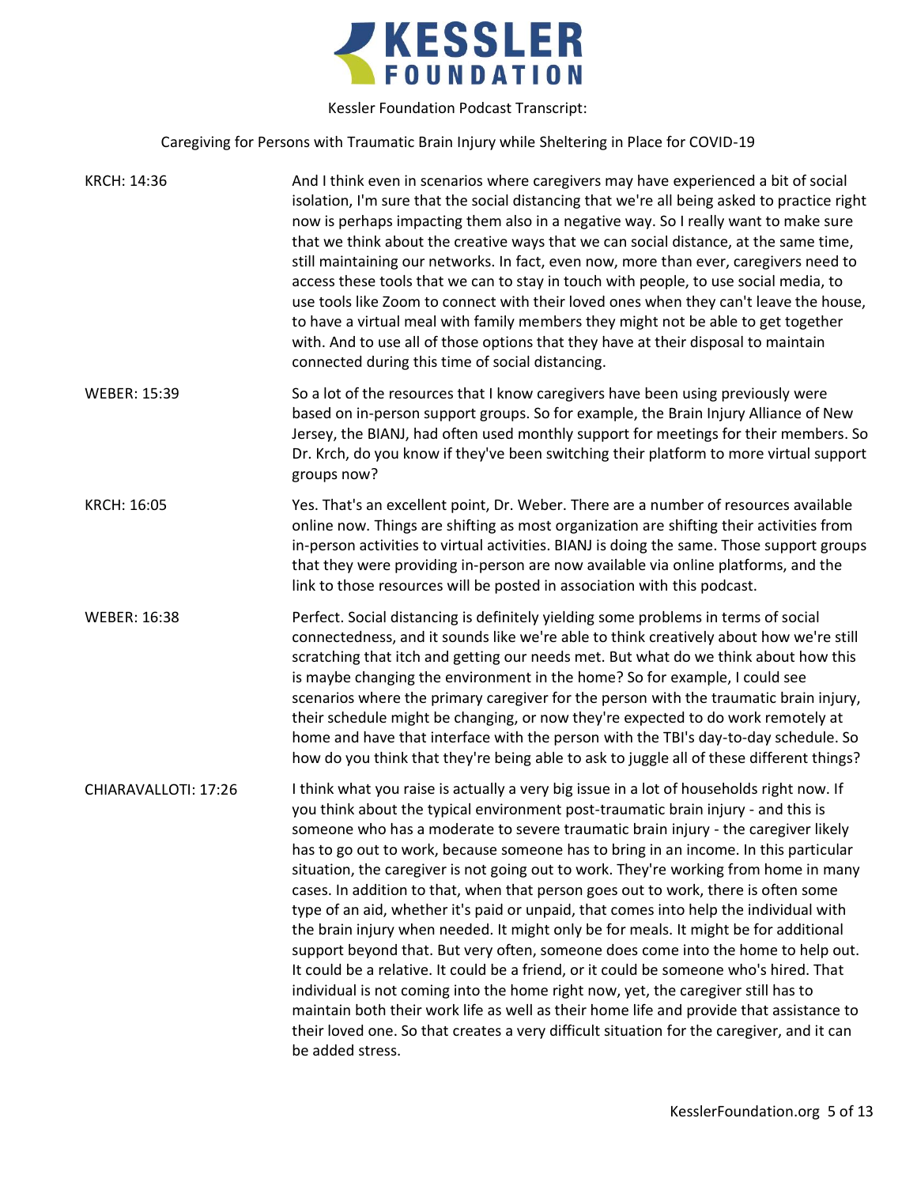KRCH: 14:36

And I think even in scenarios where caregivers may have experienced a bit of social isolation, I'm sure that the social distancing that we're all being asked to practice right now is perhaps impacting them also in a negative way. So I really want to make sure that we think about the creative ways that we can social distance, at the same time, still maintaining our networks. In fact, even now, more than ever, caregivers need to access these tools that we can to stay in touch with people, to use social media, to use tools like Zoom to connect with their loved ones when they can't leave the house, to have a virtual meal with family members they might not be able to get together with. And to use all of those options that they have at their disposal to maintain connected during this time of social distancing.

WEBER: 15:39

So a lot of the resources that I know caregivers have been using previously were based on in-person support groups. So for example, the Brain Injury Alliance of New Jersey, the BIANJ, had often used monthly support for meetings for their members. So Dr. Krch, do you know if they've been switching their platform to more virtual support groups now?

KRCH: 16:05

Yes. That's an excellent point, Dr. Weber. There are a number of resources available online now. Things are shifting as most organization are shifting their activities from in-person activities to virtual activities. BIANJ is doing the same. Those support groups that they were providing in-person are now available via online platforms, and the link to those resources will be posted in association with this podcast.

WEBER: 16:38

Perfect. Social distancing is definitely yielding some problems in terms of social connectedness, and it sounds like we're able to think creatively about how we're still scratching that itch and getting our needs met. But what do we think about how this is maybe changing the environment in the home? So for example, I could see scenarios where the primary caregiver for the person with the traumatic brain injury, their schedule might be changing, or now they're expected to do work remotely at home and have that interface with the person with the TBI's day-to-day schedule. So how do you think that they're being able to ask to juggle all of these different things?

CHIARAVALLOTI: 17:26

I think what you raise is actually a very big issue in a lot of households right now. If you think about the typical environment post-traumatic brain injury - and this is someone who has a moderate to severe traumatic brain injury - the caregiver likely has to go out to work, because someone has to bring in an income. In this particular situation, the caregiver is not going out to work. They're working from home in many cases. In addition to that, when that person goes out to work, there is often some type of an aid, whether it's paid or unpaid, that comes into help the individual with the brain injury when needed. It might only be for meals. It might be for additional support beyond that. But very often, someone does come into the home to help out. It could be a relative. It could be a friend, or it could be someone who's hired. That individual is not coming into the home right now, yet, the caregiver still has to maintain both their work life as well as their home life and provide that assistance to their loved one. So that creates a very difficult situation for the caregiver, and it can be added stress.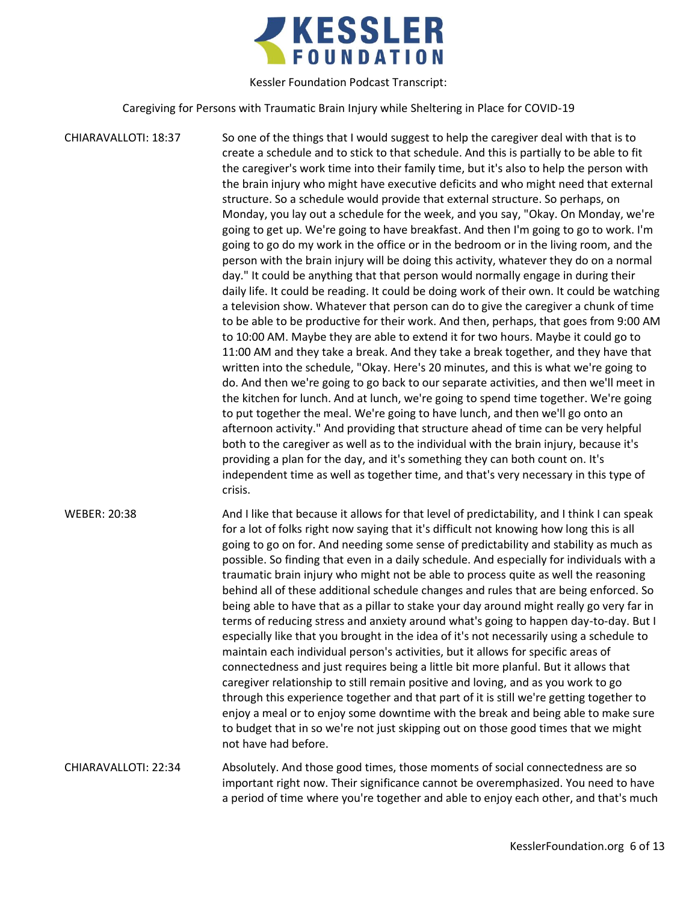CHIARAVALLOTI: 18:37

So one of the things that I would suggest to help the caregiver deal with that is to create a schedule and to stick to that schedule. And this is partially to be able to fit the caregiver's work time into their family time, but it's also to help the person with the brain injury who might have executive deficits and who might need that external structure. So a schedule would provide that external structure. So perhaps, on Monday, you lay out a schedule for the week, and you say, "Okay. On Monday, we're going to get up. We're going to have breakfast. And then I'm going to go to work. I'm going to go do my work in the office or in the bedroom or in the living room, and the person with the brain injury will be doing this activity, whatever they do on a normal day." It could be anything that that person would normally engage in during their daily life. It could be reading. It could be doing work of their own. It could be watching a television show. Whatever that person can do to give the caregiver a chunk of time to be able to be productive for their work. And then, perhaps, that goes from 9:00 AM to 10:00 AM. Maybe they are able to extend it for two hours. Maybe it could go to 11:00 AM and they take a break. And they take a break together, and they have that written into the schedule, "Okay. Here's 20 minutes, and this is what we're going to do. And then we're going to go back to our separate activities, and then we'll meet in the kitchen for lunch. And at lunch, we're going to spend time together. We're going to put together the meal. We're going to have lunch, and then we'll go onto an afternoon activity." And providing that structure ahead of time can be very helpful both to the caregiver as well as to the individual with the brain injury, because it's providing a plan for the day, and it's something they can both count on. It's independent time as well as together time, and that's very necessary in this type of crisis.

WEBER: 20:38

And I like that because it allows for that level of predictability, and I think I can speak for a lot of folks right now saying that it's difficult not knowing how long this is all going to go on for. And needing some sense of predictability and stability as much as possible. So finding that even in a daily schedule. And especially for individuals with a traumatic brain injury who might not be able to process quite as well the reasoning behind all of these additional schedule changes and rules that are being enforced. So being able to have that as a pillar to stake your day around might really go very far in terms of reducing stress and anxiety around what's going to happen day-to-day. But I especially like that you brought in the idea of it's not necessarily using a schedule to maintain each individual person's activities, but it allows for specific areas of connectedness and just requires being a little bit more planful. But it allows that caregiver relationship to still remain positive and loving, and as you work to go through this experience together and that part of it is still we're getting together to enjoy a meal or to enjoy some downtime with the break and being able to make sure to budget that in so we're not just skipping out on those good times that we might not have had before.

CHIARAVALLOTI: 22:34

Absolutely. And those good times, those moments of social connectedness are so important right now. Their significance cannot be overemphasized. You need to have a period of time where you're together and able to enjoy each other, and that's much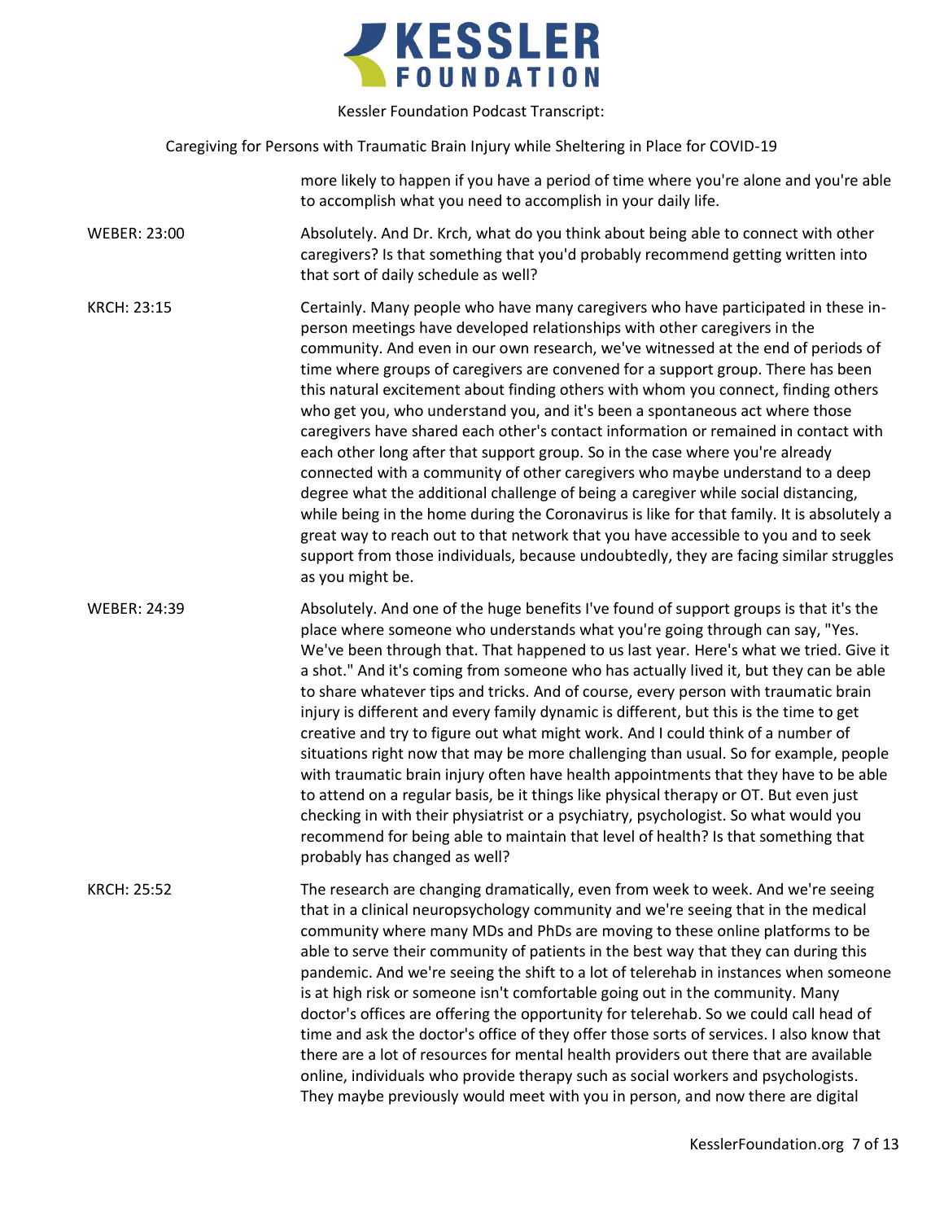more likely to happen if you have a period of time where you're alone and you're able to accomplish what you need to accomplish in your daily life.

WEBER: 23:00

Absolutely. And Dr. Krch, what do you think about being able to connect with other caregivers? Is that something that you'd probably recommend getting written into that sort of daily schedule as well?

KRCH: 23:15

Certainly. Many people who have many caregivers who have participated in these in-person meetings have developed relationships with other caregivers in the community. And even in our own research, we've witnessed at the end of periods of time where groups of caregivers are convened for a support group. There has been this natural excitement about finding others with whom you connect, finding others who get you, who understand you, and it's been a spontaneous act where those caregivers have shared each other's contact information or remained in contact with each other long after that support group. So in the case where you're already connected with a community of other caregivers who maybe understand to a deep degree what the additional challenge of being a caregiver while social distancing, while being in the home during the Coronavirus is like for that family. It is absolutely a great way to reach out to that network that you have accessible to you and to seek support from those individuals, because undoubtedly, they are facing similar struggles as you might be.

WEBER: 24:39

Absolutely. And one of the huge benefits I've found of support groups is that it's the place where someone who understands what you're going through can say, "Yes. We've been through that. That happened to us last year. Here's what we tried. Give it a shot." And it's coming from someone who has actually lived it, but they can be able to share whatever tips and tricks. And of course, every person with traumatic brain injury is different and every family dynamic is different, but this is the time to get creative and try to figure out what might work. And I could think of a number of situations right now that may be more challenging than usual. So for example, people with traumatic brain injury often have health appointments that they have to be able to attend on a regular basis, be it things like physical therapy or OT. But even just checking in with their physiatrist or a psychiatry, psychologist. So what would you recommend for being able to maintain that level of health? Is that something that probably has changed as well?

KRCH: 25:52

The research are changing dramatically, even from week to week. And we're seeing that in a clinical neuropsychology community and we're seeing that in the medical community where many MDs and PhDs are moving to these online platforms to be able to serve their community of patients in the best way that they can during this pandemic. And we're seeing the shift to a lot of telerehab in instances when someone is at high risk or someone isn't comfortable going out in the community. Many doctor's offices are offering the opportunity for telerehab. So we could call head of time and ask the doctor's office of they offer those sorts of services. I also know that there are a lot of resources for mental health providers out there that are available online, individuals who provide therapy such as social workers and psychologists. They maybe previously would meet with you in person, and now there are digital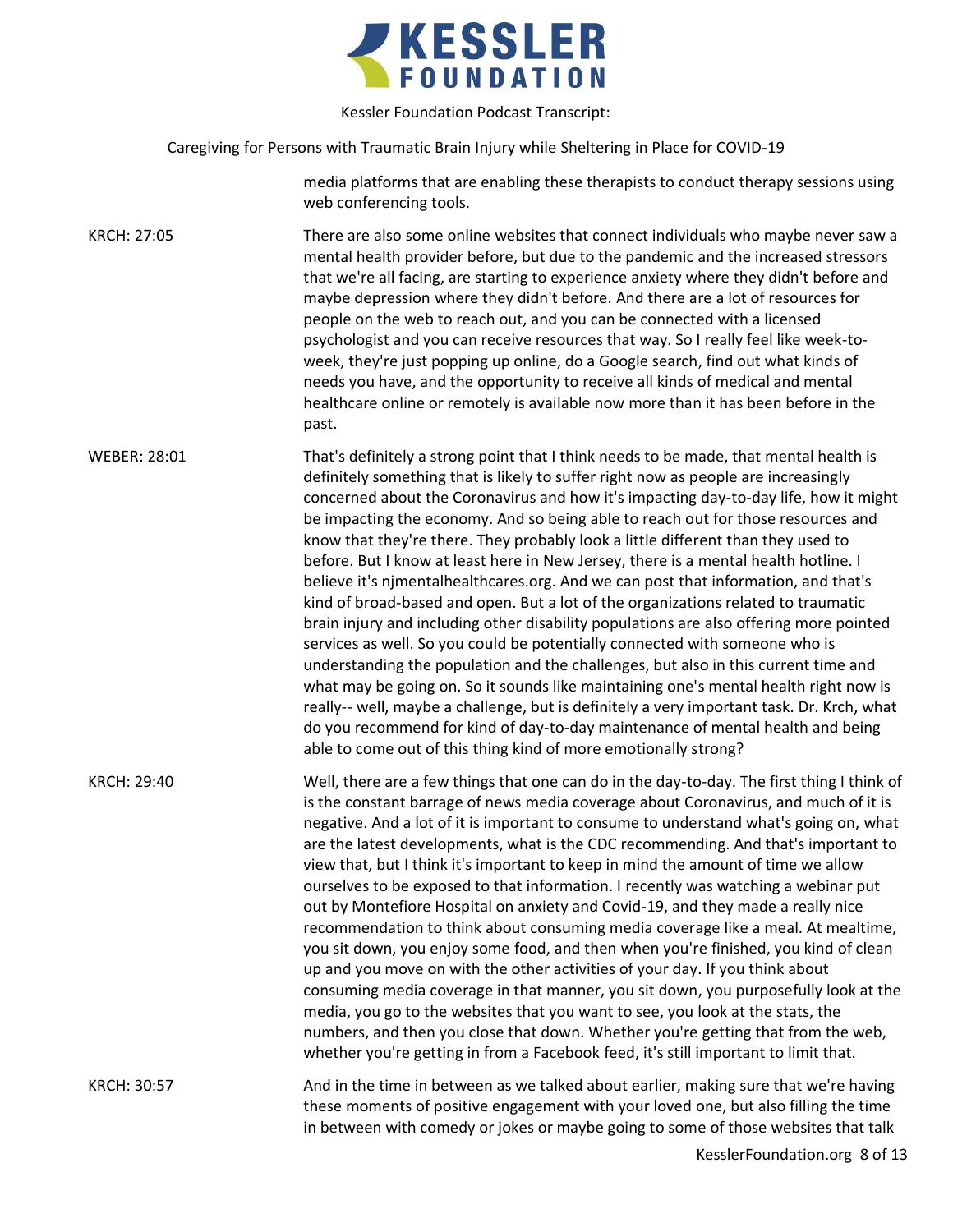media platforms that are enabling these therapists to conduct therapy sessions using web conferencing tools.

KRCH: 27:05

There are also some online websites that connect individuals who maybe never saw a mental health provider before, but due to the pandemic and the increased stressors that we're all facing, are starting to experience anxiety where they didn't before and maybe depression where they didn't before. And there are a lot of resources for people on the web to reach out, and you can be connected with a licensed psychologist and you can receive resources that way. So I really feel like week-to-week, they're just popping up online, do a Google search, find out what kinds of needs you have, and the opportunity to receive all kinds of medical and mental healthcare online or remotely is available now more than it has been before in the past.

WEBER: 28:01

That's definitely a strong point that I think needs to be made, that mental health is definitely something that is likely to suffer right now as people are increasingly concerned about the Coronavirus and how it's impacting day-to-day life, how it might be impacting the economy. And so being able to reach out for those resources and know that they're there. They probably look a little different than they used to before. But I know at least here in New Jersey, there is a mental health hotline. I believe it's njmentalhealthcares.org. And we can post that information, and that's kind of broad-based and open. But a lot of the organizations related to traumatic brain injury and including other disability populations are also offering more pointed services as well. So you could be potentially connected with someone who is understanding the population and the challenges, but also in this current time and what may be going on. So it sounds like maintaining one's mental health right now is really-- well, maybe a challenge, but is definitely a very important task. Dr. Krch, what do you recommend for kind of day-to-day maintenance of mental health and being able to come out of this thing kind of more emotionally strong?

KRCH: 29:40

Well, there are a few things that one can do in the day-to-day. The first thing I think of is the constant barrage of news media coverage about Coronavirus, and much of it is negative. And a lot of it is important to consume to understand what's going on, what are the latest developments, what is the CDC recommending. And that's important to view that, but I think it's important to keep in mind the amount of time we allow ourselves to be exposed to that information. I recently was watching a webinar put out by Montefiore Hospital on anxiety and Covid-19, and they made a really nice recommendation to think about consuming media coverage like a meal. At mealtime, you sit down, you enjoy some food, and then when you're finished, you kind of clean up and you move on with the other activities of your day. If you think about consuming media coverage in that manner, you sit down, you purposefully look at the media, you go to the websites that you want to see, you look at the stats, the numbers, and then you close that down. Whether you're getting that from the web, whether you're getting in from a Facebook feed, it's still important to limit that.

KRCH: 30:57

And in the time in between as we talked about earlier, making sure that we're having these moments of positive engagement with your loved one, but also filling the time in between with comedy or jokes or maybe going to some of those websites that talk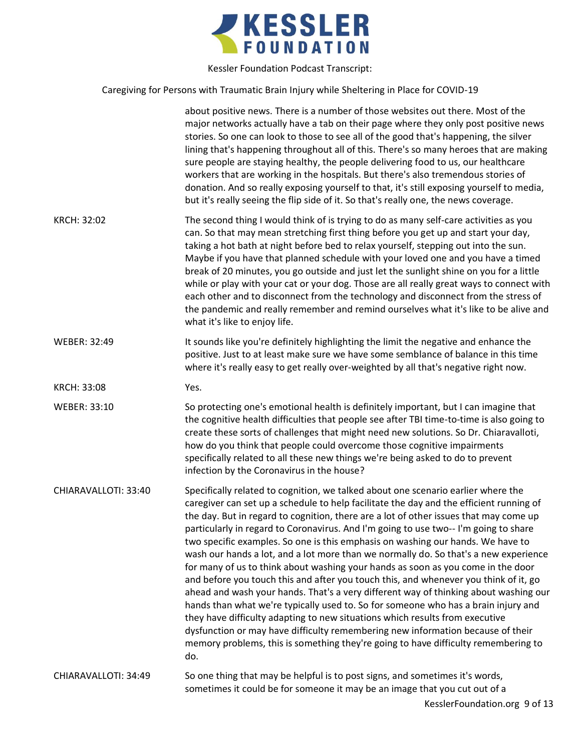about positive news. There is a number of those websites out there. Most of the major networks actually have a tab on their page where they only post positive news stories. So one can look to those to see all of the good that's happening, the silver lining that's happening throughout all of this. There's so many heroes that are making sure people are staying healthy, the people delivering food to us, our healthcare workers that are working in the hospitals. But there's also tremendous stories of donation. And so really exposing yourself to that, it's still exposing yourself to media, but it's really seeing the flip side of it. So that's really one, the news coverage.

KRCH: 32:02 The second thing I would think of is trying to do as many self-care activities as you can. So that may mean stretching first thing before you get up and start your day, taking a hot bath at night before bed to relax yourself, stepping out into the sun. Maybe if you have that planned schedule with your loved one and you have a timed break of 20 minutes, you go outside and just let the sunlight shine on you for a little while or play with your cat or your dog. Those are all really great ways to connect with each other and to disconnect from the technology and disconnect from the stress of the pandemic and really remember and remind ourselves what it's like to be alive and what it's like to enjoy life.

WEBER: 32:49 It sounds like you're definitely highlighting the limit the negative and enhance the positive. Just to at least make sure we have some semblance of balance in this time where it's really easy to get really over-weighted by all that's negative right now.

KRCH: 33:08 Yes.

WEBER: 33:10 So protecting one's emotional health is definitely important, but I can imagine that the cognitive health difficulties that people see after TBI time-to-time is also going to create these sorts of challenges that might need new solutions. So Dr. Chiaravalloti, how do you think that people could overcome those cognitive impairments specifically related to all these new things we're being asked to do to prevent infection by the Coronavirus in the house?

CHIARAVALLOTI: 33:40 Specifically related to cognition, we talked about one scenario earlier where the caregiver can set up a schedule to help facilitate the day and the efficient running of the day. But in regard to cognition, there are a lot of other issues that may come up particularly in regard to Coronavirus. And I'm going to use two-- I'm going to share two specific examples. So one is this emphasis on washing our hands. We have to wash our hands a lot, and a lot more than we normally do. So that's a new experience for many of us to think about washing your hands as soon as you come in the door and before you touch this and after you touch this, and whenever you think of it, go ahead and wash your hands. That's a very different way of thinking about washing our hands than what we're typically used to. So for someone who has a brain injury and they have difficulty adapting to new situations which results from executive dysfunction or may have difficulty remembering new information because of their memory problems, this is something they're going to have difficulty remembering to do.

CHIARAVALLOTI: 34:49 So one thing that may be helpful is to post signs, and sometimes it's words, sometimes it could be for someone it may be an image that you cut out of a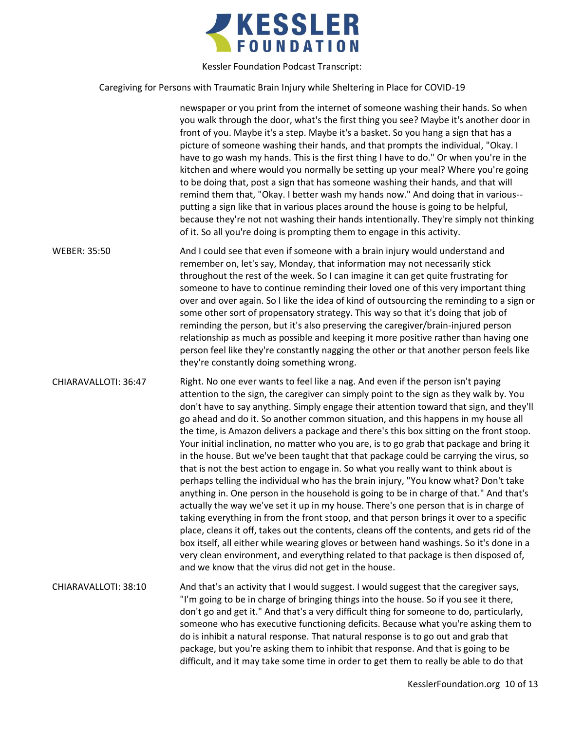newspaper or you print from the internet of someone washing their hands. So when you walk through the door, what's the first thing you see? Maybe it's another door in front of you. Maybe it's a step. Maybe it's a basket. So you hang a sign that has a picture of someone washing their hands, and that prompts the individual, "Okay. I have to go wash my hands. This is the first thing I have to do." Or when you're in the kitchen and where would you normally be setting up your meal? Where you're going to be doing that, post a sign that has someone washing their hands, and that will remind them that, "Okay. I better wash my hands now." And doing that in various-- putting a sign like that in various places around the house is going to be helpful, because they're not not washing their hands intentionally. They're simply not thinking of it. So all you're doing is prompting them to engage in this activity.

WEBER: 35:50

And I could see that even if someone with a brain injury would understand and remember on, let's say, Monday, that information may not necessarily stick throughout the rest of the week. So I can imagine it can get quite frustrating for someone to have to continue reminding their loved one of this very important thing over and over again. So I like the idea of kind of outsourcing the reminding to a sign or some other sort of propensatory strategy. This way so that it's doing that job of reminding the person, but it's also preserving the caregiver/brain-injured person relationship as much as possible and keeping it more positive rather than having one person feel like they're constantly nagging the other or that another person feels like they're constantly doing something wrong.

CHIARAVALLOTI: 36:47

Right. No one ever wants to feel like a nag. And even if the person isn't paying attention to the sign, the caregiver can simply point to the sign as they walk by. You don't have to say anything. Simply engage their attention toward that sign, and they'll go ahead and do it. So another common situation, and this happens in my house all the time, is Amazon delivers a package and there's this box sitting on the front stoop. Your initial inclination, no matter who you are, is to go grab that package and bring it in the house. But we've been taught that that package could be carrying the virus, so that is not the best action to engage in. So what you really want to think about is perhaps telling the individual who has the brain injury, "You know what? Don't take anything in. One person in the household is going to be in charge of that." And that's actually the way we've set it up in my house. There's one person that is in charge of taking everything in from the front stoop, and that person brings it over to a specific place, cleans it off, takes out the contents, cleans off the contents, and gets rid of the box itself, all either while wearing gloves or between hand washings. So it's done in a very clean environment, and everything related to that package is then disposed of, and we know that the virus did not get in the house.

CHIARAVALLOTI: 38:10

And that's an activity that I would suggest. I would suggest that the caregiver says, "I'm going to be in charge of bringing things into the house. So if you see it there, don't go and get it." And that's a very difficult thing for someone to do, particularly, someone who has executive functioning deficits. Because what you're asking them to do is inhibit a natural response. That natural response is to go out and grab that package, but you're asking them to inhibit that response. And that is going to be difficult, and it may take some time in order to get them to really be able to do that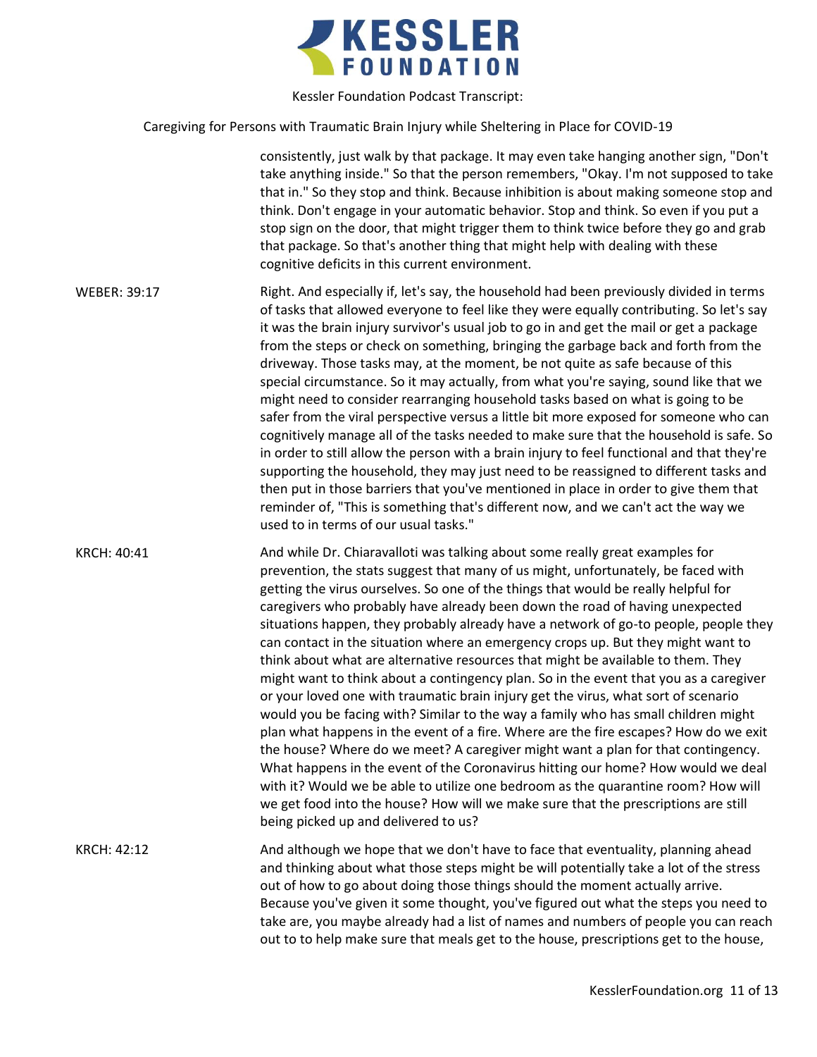consistently, just walk by that package. It may even take hanging another sign, "Don't take anything inside." So that the person remembers, "Okay. I'm not supposed to take that in." So they stop and think. Because inhibition is about making someone stop and think. Don't engage in your automatic behavior. Stop and think. So even if you put a stop sign on the door, that might trigger them to think twice before they go and grab that package. So that's another thing that might help with dealing with these cognitive deficits in this current environment.

WEBER: 39:17 Right. And especially if, let's say, the household had been previously divided in terms of tasks that allowed everyone to feel like they were equally contributing. So let's say it was the brain injury survivor's usual job to go in and get the mail or get a package from the steps or check on something, bringing the garbage back and forth from the driveway. Those tasks may, at the moment, be not quite as safe because of this special circumstance. So it may actually, from what you're saying, sound like that we might need to consider rearranging household tasks based on what is going to be safer from the viral perspective versus a little bit more exposed for someone who can cognitively manage all of the tasks needed to make sure that the household is safe. So in order to still allow the person with a brain injury to feel functional and that they're supporting the household, they may just need to be reassigned to different tasks and then put in those barriers that you've mentioned in place in order to give them that reminder of, "This is something that's different now, and we can't act the way we used to in terms of our usual tasks."

KRCH: 40:41 And while Dr. Chiaravalloti was talking about some really great examples for prevention, the stats suggest that many of us might, unfortunately, be faced with getting the virus ourselves. So one of the things that would be really helpful for caregivers who probably have already been down the road of having unexpected situations happen, they probably already have a network of go-to people, people they can contact in the situation where an emergency crops up. But they might want to think about what are alternative resources that might be available to them. They might want to think about a contingency plan. So in the event that you as a caregiver or your loved one with traumatic brain injury get the virus, what sort of scenario would you be facing with? Similar to the way a family who has small children might plan what happens in the event of a fire. Where are the fire escapes? How do we exit the house? Where do we meet? A caregiver might want a plan for that contingency. What happens in the event of the Coronavirus hitting our home? How would we deal with it? Would we be able to utilize one bedroom as the quarantine room? How will we get food into the house? How will we make sure that the prescriptions are still being picked up and delivered to us?

KRCH: 42:12 And although we hope that we don't have to face that eventuality, planning ahead and thinking about what those steps might be will potentially take a lot of the stress out of how to go about doing those things should the moment actually arrive. Because you've given it some thought, you've figured out what the steps you need to take are, you maybe already had a list of names and numbers of people you can reach out to to help make sure that meals get to the house, prescriptions get to the house,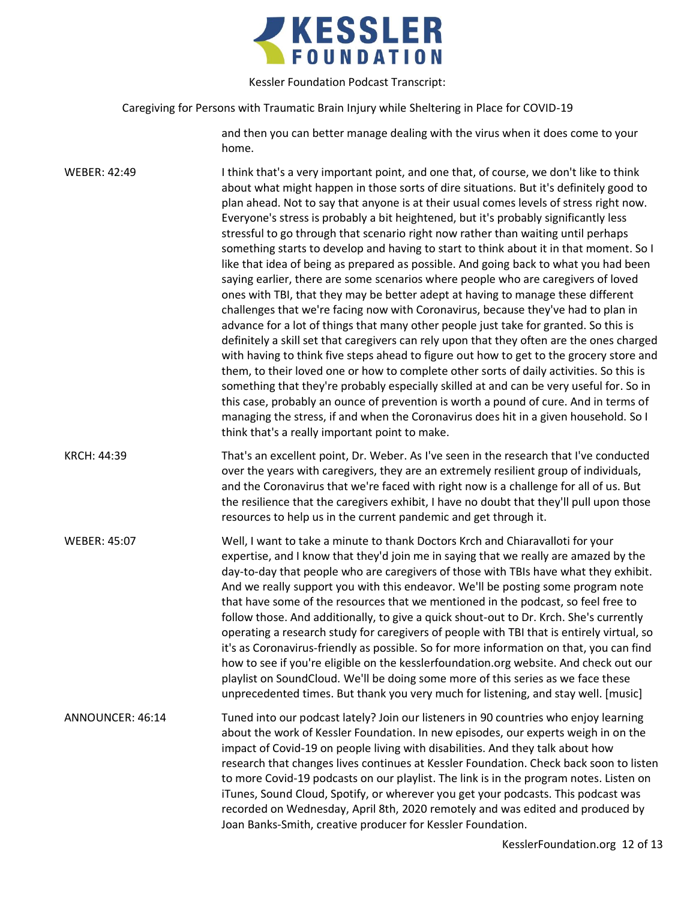and then you can better manage dealing with the virus when it does come to your home.

WEBER: 42:49 I think that's a very important point, and one that, of course, we don't like to think about what might happen in those sorts of dire situations. But it's definitely good to plan ahead. Not to say that anyone is at their usual comes levels of stress right now. Everyone's stress is probably a bit heightened, but it's probably significantly less stressful to go through that scenario right now rather than waiting until perhaps something starts to develop and having to start to think about it in that moment. So I like that idea of being as prepared as possible. And going back to what you had been saying earlier, there are some scenarios where people who are caregivers of loved ones with TBI, that they may be better adept at having to manage these different challenges that we're facing now with Coronavirus, because they've had to plan in advance for a lot of things that many other people just take for granted. So this is definitely a skill set that caregivers can rely upon that they often are the ones charged with having to think five steps ahead to figure out how to get to the grocery store and them, to their loved one or how to complete other sorts of daily activities. So this is something that they're probably especially skilled at and can be very useful for. So in this case, probably an ounce of prevention is worth a pound of cure. And in terms of managing the stress, if and when the Coronavirus does hit in a given household. So I think that's a really important point to make.

KRCH: 44:39 That's an excellent point, Dr. Weber. As I've seen in the research that I've conducted over the years with caregivers, they are an extremely resilient group of individuals, and the Coronavirus that we're faced with right now is a challenge for all of us. But the resilience that the caregivers exhibit, I have no doubt that they'll pull upon those resources to help us in the current pandemic and get through it.

WEBER: 45:07 Well, I want to take a minute to thank Doctors Krch and Chiaravalloti for your expertise, and I know that they'd join me in saying that we really are amazed by the day-to-day that people who are caregivers of those with TBIs have what they exhibit. And we really support you with this endeavor. We'll be posting some program note that have some of the resources that we mentioned in the podcast, so feel free to follow those. And additionally, to give a quick shout-out to Dr. Krch. She's currently operating a research study for caregivers of people with TBI that is entirely virtual, so it's as Coronavirus-friendly as possible. So for more information on that, you can find how to see if you're eligible on the kesslerfoundation.org website. And check out our playlist on SoundCloud. We'll be doing some more of this series as we face these unprecedented times. But thank you very much for listening, and stay well. [music]

ANNOUNCER: 46:14 Tuned into our podcast lately? Join our listeners in 90 countries who enjoy learning about the work of Kessler Foundation. In new episodes, our experts weigh in on the impact of Covid-19 on people living with disabilities. And they talk about how research that changes lives continues at Kessler Foundation. Check back soon to listen to more Covid-19 podcasts on our playlist. The link is in the program notes. Listen on iTunes, Sound Cloud, Spotify, or wherever you get your podcasts. This podcast was recorded on Wednesday, April 8th, 2020 remotely and was edited and produced by Joan Banks-Smith, creative producer for Kessler Foundation.